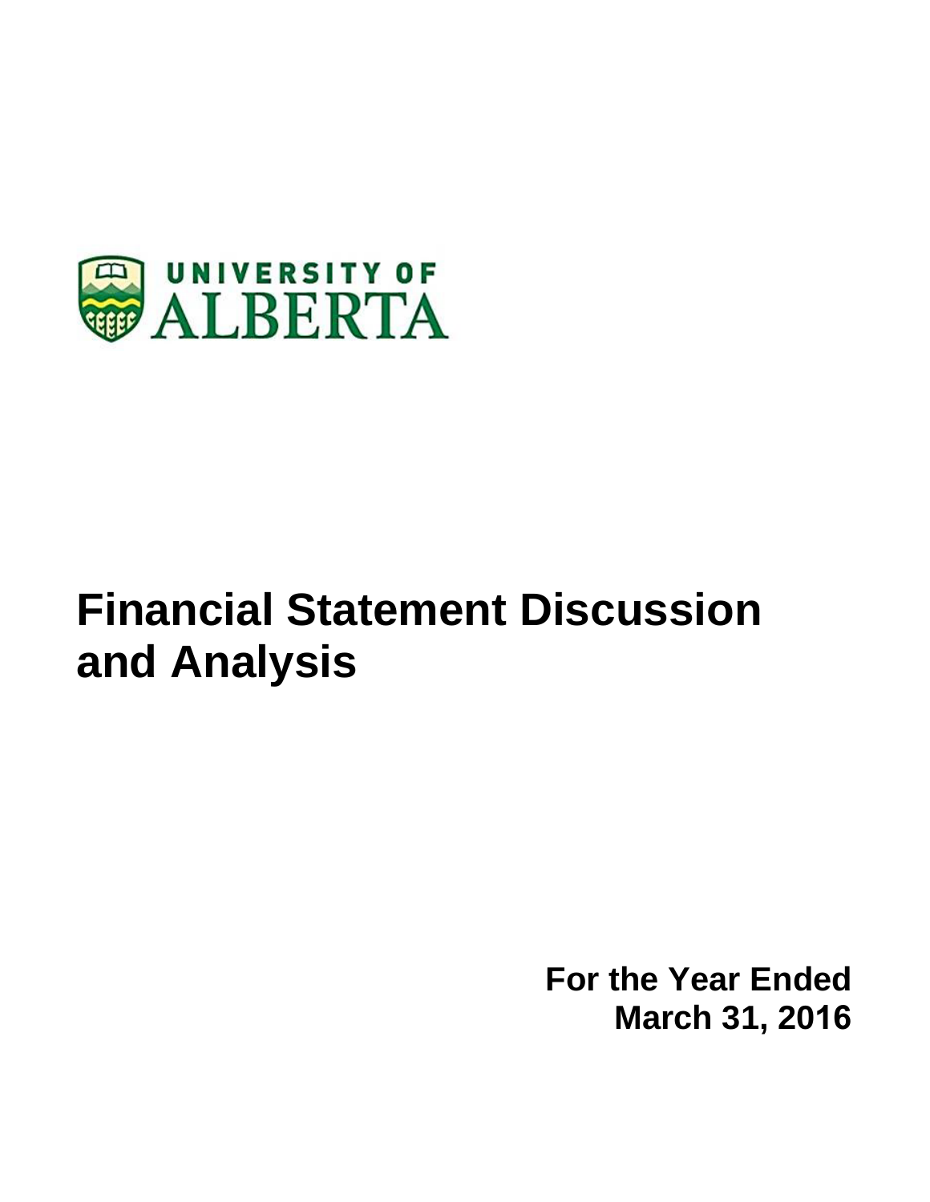UNIVERSITY OF ALBERTA

# Financial Statement Discussion and Analysis

**For the Year Ended**
**March 31, 2016**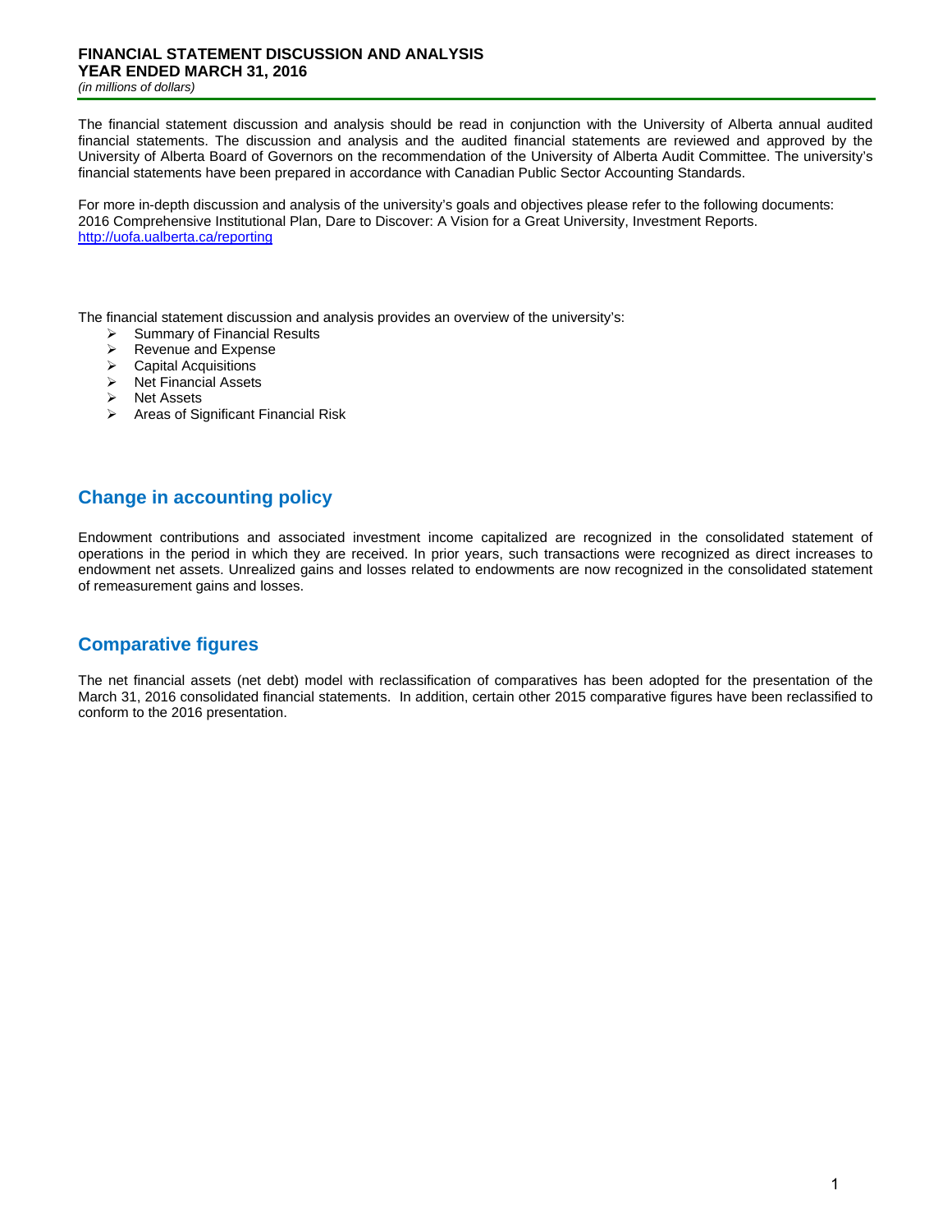# FINANCIAL STATEMENT DISCUSSION AND ANALYSIS
## YEAR ENDED MARCH 31, 2016
*(in millions of dollars)*

The financial statement discussion and analysis should be read in conjunction with the University of Alberta annual audited financial statements. The discussion and analysis and the audited financial statements are reviewed and approved by the University of Alberta Board of Governors on the recommendation of the University of Alberta Audit Committee. The university's financial statements have been prepared in accordance with Canadian Public Sector Accounting Standards.

For more in-depth discussion and analysis of the university's goals and objectives please refer to the following documents: 2016 Comprehensive Institutional Plan, Dare to Discover: A Vision for a Great University, Investment Reports.
[http://uofa.ualberta.ca/reporting](http://uofa.ualberta.ca/reporting)

The financial statement discussion and analysis provides an overview of the university's:

- Summary of Financial Results
- Revenue and Expense
- Capital Acquisitions
- Net Financial Assets
- Net Assets
- Areas of Significant Financial Risk

## Change in accounting policy

Endowment contributions and associated investment income capitalized are recognized in the consolidated statement of operations in the period in which they are received. In prior years, such transactions were recognized as direct increases to endowment net assets. Unrealized gains and losses related to endowments are now recognized in the consolidated statement of remeasurement gains and losses.

## Comparative figures

The net financial assets (net debt) model with reclassification of comparatives has been adopted for the presentation of the March 31, 2016 consolidated financial statements. In addition, certain other 2015 comparative figures have been reclassified to conform to the 2016 presentation.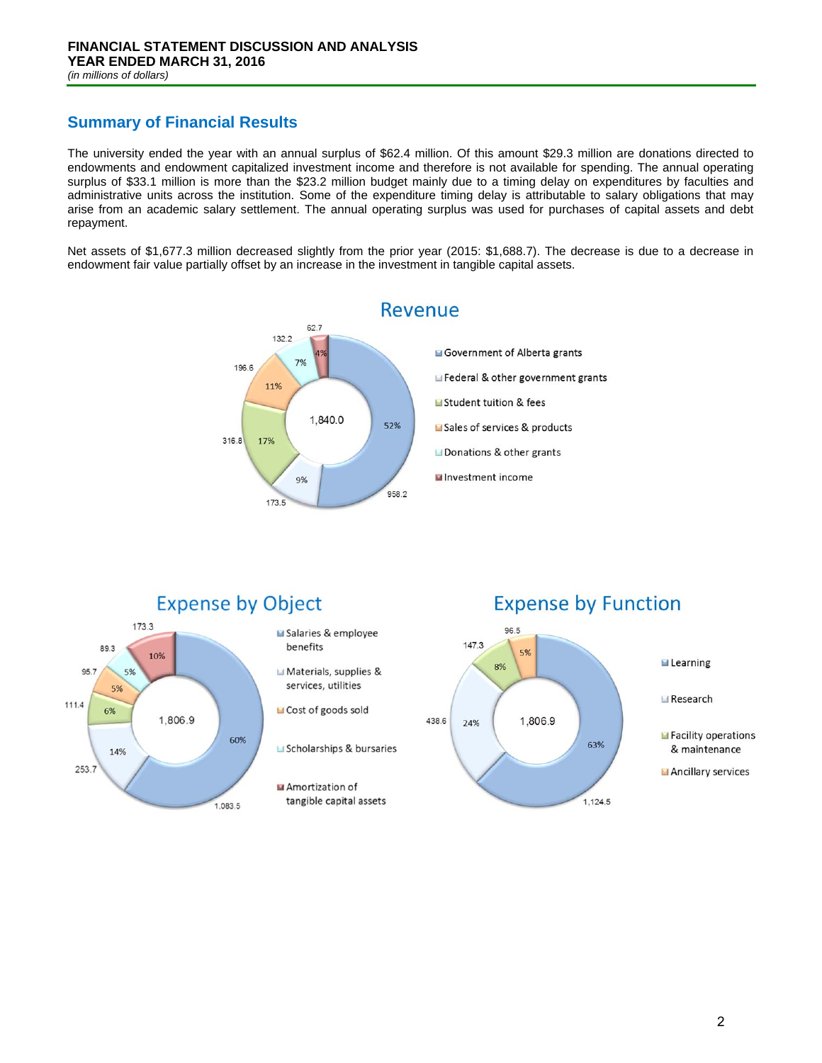## Summary of Financial Results

The university ended the year with an annual surplus of $62.4 million. Of this amount $29.3 million are donations directed to endowments and endowment capitalized investment income and therefore is not available for spending. The annual operating surplus of $33.1 million is more than the $23.2 million budget mainly due to a timing delay on expenditures by faculties and administrative units across the institution. Some of the expenditure timing delay is attributable to salary obligations that may arise from an academic salary settlement. The annual operating surplus was used for purchases of capital assets and debt repayment.

Net assets of $1,677.3 million decreased slightly from the prior year (2015: $1,688.7). The decrease is due to a decrease in endowment fair value partially offset by an increase in the investment in tangible capital assets.

### Revenue

Total: 1,840.0

| Category | Amount | % |
|---|---|---|
| Government of Alberta grants | 958.2 | 52% |
| Federal & other government grants | 173.5 | 9% |
| Student tuition & fees | 316.8 | 17% |
| Sales of services & products | 196.6 | 11% |
| Donations & other grants | 132.2 | 7% |
| Investment income | 62.7 | 4% |

### Expense by Object

Total: 1,806.9

| Category | Amount | % |
|---|---|---|
| Salaries & employee benefits | 1,083.5 | 60% |
| Materials, supplies & services, utilities | 253.7 | 14% |
| Cost of goods sold | 95.7 | 5% |
| Scholarships & bursaries | 89.3 | 5% |
| Amortization of tangible capital assets | 173.3 | 10% |
| | 111.4 | 6% |

### Expense by Function

Total: 1,806.9

| Category | Amount | % |
|---|---|---|
| Learning | 1,124.5 | 63% |
| Research | 438.6 | 24% |
| Facility operations & maintenance | 147.3 | 8% |
| Ancillary services | 96.5 | 5% |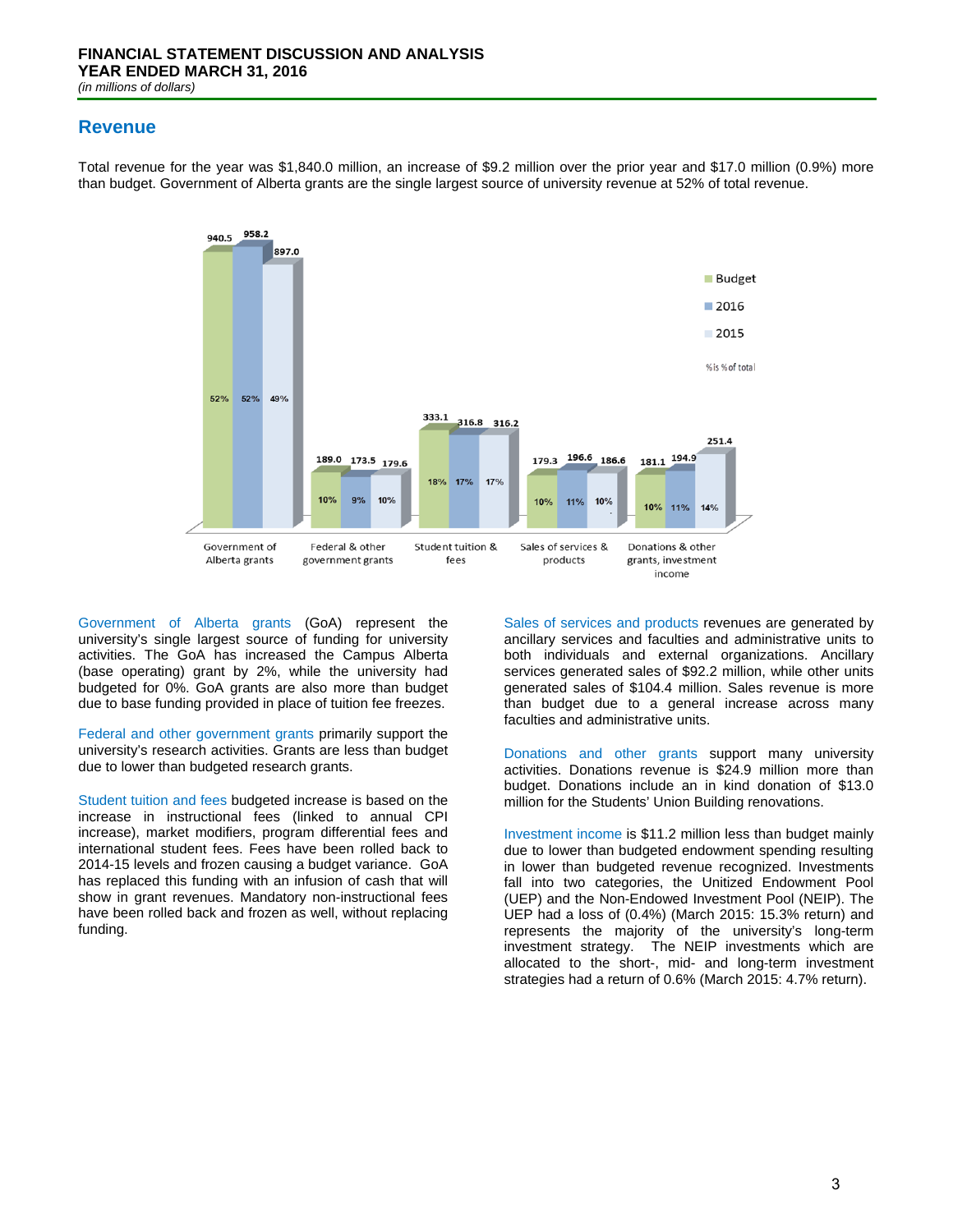## Revenue

Total revenue for the year was $1,840.0 million, an increase of $9.2 million over the prior year and $17.0 million (0.9%) more than budget. Government of Alberta grants are the single largest source of university revenue at 52% of total revenue.

| | Budget | 2016 | 2015 |
|---|---|---|---|
| Government of Alberta grants | 940.5 (52%) | 958.2 (52%) | 897.0 (49%) |
| Federal & other government grants | 189.0 (10%) | 173.5 (9%) | 179.6 (10%) |
| Student tuition & fees | 333.1 (18%) | 316.8 (17%) | 316.2 (17%) |
| Sales of services & products | 179.3 (10%) | 196.6 (11%) | 186.6 (10%) |
| Donations & other grants, investment income | 181.1 (10%) | 194.9 (11%) | 251.4 (14%) |

% is % of total

Government of Alberta grants (GoA) represent the university's single largest source of funding for university activities. The GoA has increased the Campus Alberta (base operating) grant by 2%, while the university had budgeted for 0%. GoA grants are also more than budget due to base funding provided in place of tuition fee freezes.

Federal and other government grants primarily support the university's research activities. Grants are less than budget due to lower than budgeted research grants.

Student tuition and fees budgeted increase is based on the increase in instructional fees (linked to annual CPI increase), market modifiers, program differential fees and international student fees. Fees have been rolled back to 2014-15 levels and frozen causing a budget variance. GoA has replaced this funding with an infusion of cash that will show in grant revenues. Mandatory non-instructional fees have been rolled back and frozen as well, without replacing funding.

Sales of services and products revenues are generated by ancillary services and faculties and administrative units to both individuals and external organizations. Ancillary services generated sales of $92.2 million, while other units generated sales of $104.4 million. Sales revenue is more than budget due to a general increase across many faculties and administrative units.

Donations and other grants support many university activities. Donations revenue is $24.9 million more than budget. Donations include an in kind donation of $13.0 million for the Students' Union Building renovations.

Investment income is $11.2 million less than budget mainly due to lower than budgeted endowment spending resulting in lower than budgeted revenue recognized. Investments fall into two categories, the Unitized Endowment Pool (UEP) and the Non-Endowed Investment Pool (NEIP). The UEP had a loss of (0.4%) (March 2015: 15.3% return) and represents the majority of the university's long-term investment strategy. The NEIP investments which are allocated to the short-, mid- and long-term investment strategies had a return of 0.6% (March 2015: 4.7% return).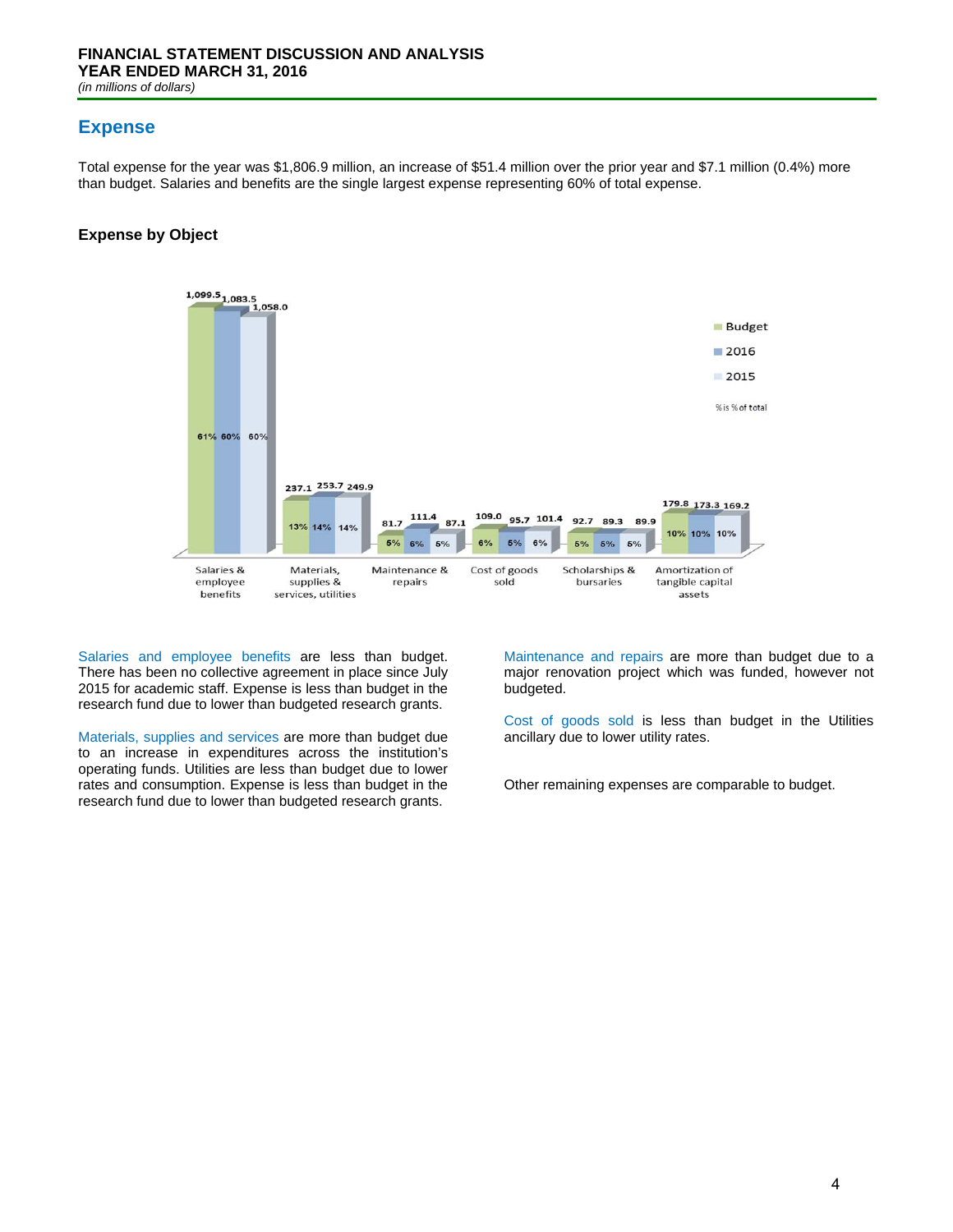# FINANCIAL STATEMENT DISCUSSION AND ANALYSIS
## YEAR ENDED MARCH 31, 2016
*(in millions of dollars)*

## Expense

Total expense for the year was $1,806.9 million, an increase of $51.4 million over the prior year and $7.1 million (0.4%) more than budget. Salaries and benefits are the single largest expense representing 60% of total expense.

### Expense by Object

| | Budget | 2016 | 2015 |
|---|---|---|---|
| Salaries & employee benefits | 1,099.5 (61%) | 1,083.5 (60%) | 1,058.0 (60%) |
| Materials, supplies & services, utilities | 237.1 (13%) | 253.7 (14%) | 249.9 (14%) |
| Maintenance & repairs | 81.7 (5%) | 111.4 (6%) | 87.1 (5%) |
| Cost of goods sold | 109.0 (6%) | 95.7 (5%) | 101.4 (6%) |
| Scholarships & bursaries | 92.7 (5%) | 89.3 (5%) | 89.9 (5%) |
| Amortization of tangible capital assets | 179.8 (10%) | 173.3 (10%) | 169.2 (10%) |

% is % of total

Salaries and employee benefits are less than budget. There has been no collective agreement in place since July 2015 for academic staff. Expense is less than budget in the research fund due to lower than budgeted research grants.

Materials, supplies and services are more than budget due to an increase in expenditures across the institution's operating funds. Utilities are less than budget due to lower rates and consumption. Expense is less than budget in the research fund due to lower than budgeted research grants.

Maintenance and repairs are more than budget due to a major renovation project which was funded, however not budgeted.

Cost of goods sold is less than budget in the Utilities ancillary due to lower utility rates.

Other remaining expenses are comparable to budget.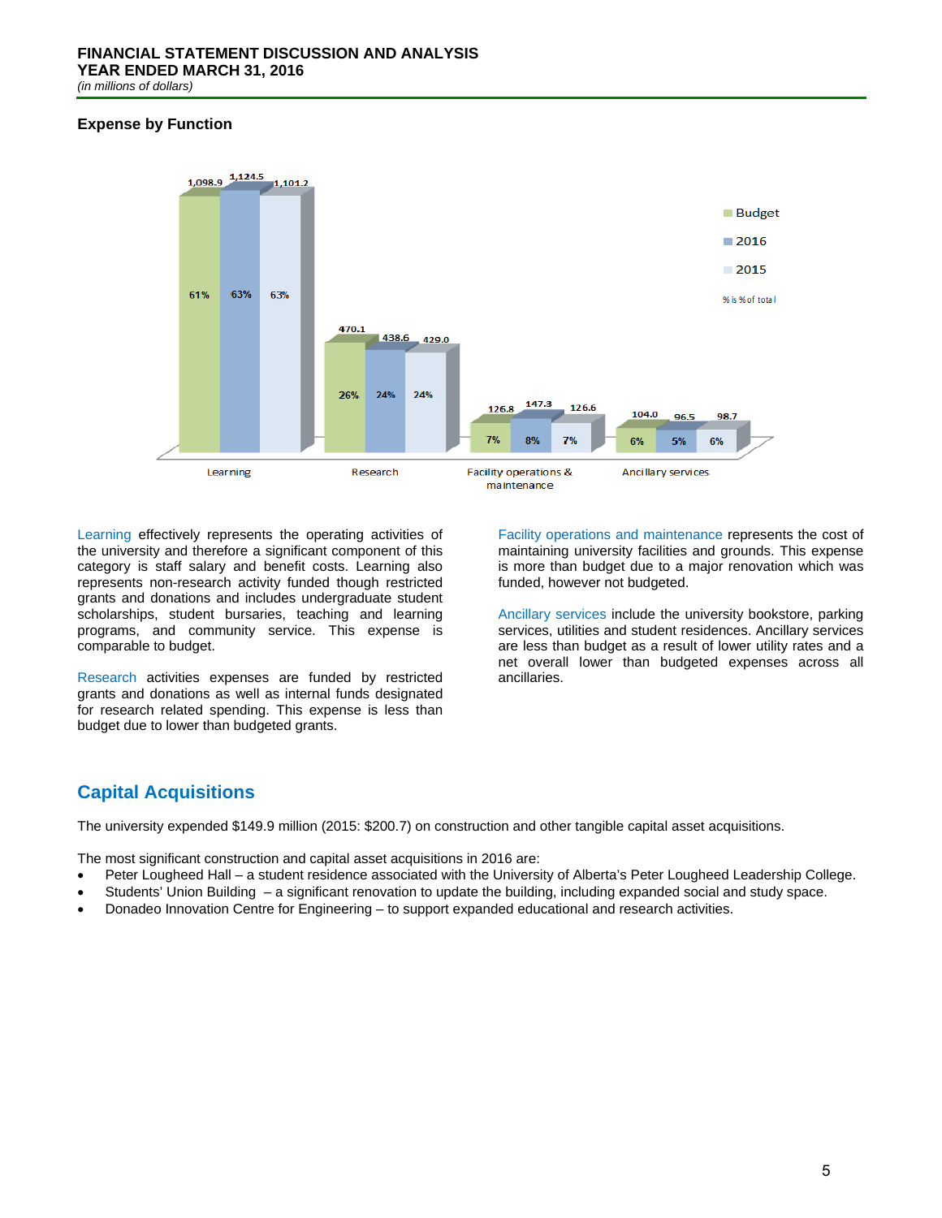## Expense by Function

| | Budget | 2016 | 2015 |
|---|---|---|---|
| Learning | 1,098.9 (61%) | 1,124.5 (63%) | 1,101.2 (63%) |
| Research | 470.1 (26%) | 438.6 (24%) | 429.0 (24%) |
| Facility operations & maintenance | 126.8 (7%) | 147.3 (8%) | 126.6 (7%) |
| Ancillary services | 104.0 (6%) | 96.5 (5%) | 98.7 (6%) |

% is % of total

Learning effectively represents the operating activities of the university and therefore a significant component of this category is staff salary and benefit costs. Learning also represents non-research activity funded though restricted grants and donations and includes undergraduate student scholarships, student bursaries, teaching and learning programs, and community service. This expense is comparable to budget.

Research activities expenses are funded by restricted grants and donations as well as internal funds designated for research related spending. This expense is less than budget due to lower than budgeted grants.

Facility operations and maintenance represents the cost of maintaining university facilities and grounds. This expense is more than budget due to a major renovation which was funded, however not budgeted.

Ancillary services include the university bookstore, parking services, utilities and student residences. Ancillary services are less than budget as a result of lower utility rates and a net overall lower than budgeted expenses across all ancillaries.

## Capital Acquisitions

The university expended $149.9 million (2015: $200.7) on construction and other tangible capital asset acquisitions.

The most significant construction and capital asset acquisitions in 2016 are:

- Peter Lougheed Hall – a student residence associated with the University of Alberta's Peter Lougheed Leadership College.
- Students' Union Building – a significant renovation to update the building, including expanded social and study space.
- Donadeo Innovation Centre for Engineering – to support expanded educational and research activities.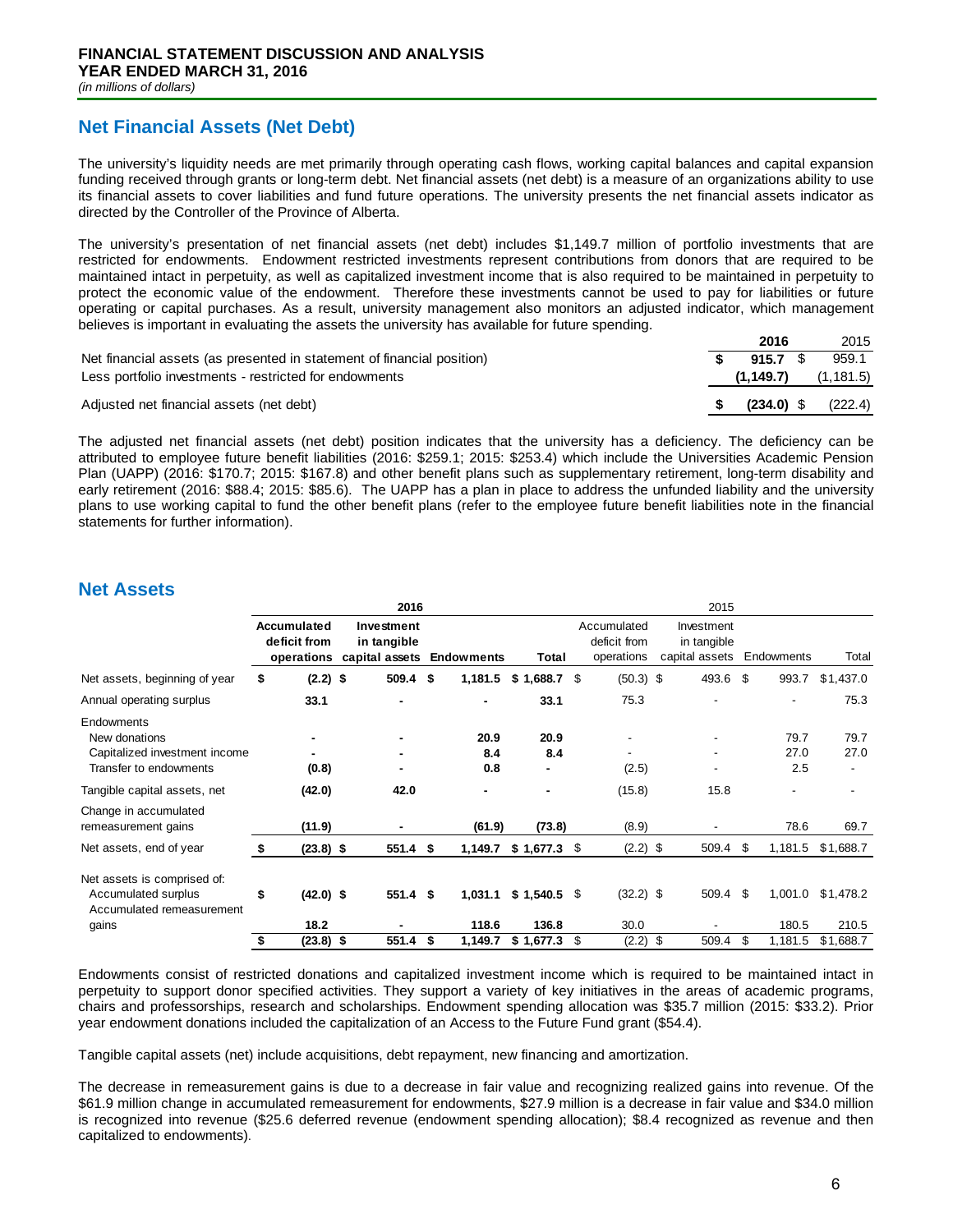**FINANCIAL STATEMENT DISCUSSION AND ANALYSIS**
**YEAR ENDED MARCH 31, 2016**
*(in millions of dollars)*

## Net Financial Assets (Net Debt)

The university's liquidity needs are met primarily through operating cash flows, working capital balances and capital expansion funding received through grants or long-term debt. Net financial assets (net debt) is a measure of an organizations ability to use its financial assets to cover liabilities and fund future operations. The university presents the net financial assets indicator as directed by the Controller of the Province of Alberta.

The university's presentation of net financial assets (net debt) includes $1,149.7 million of portfolio investments that are restricted for endowments. Endowment restricted investments represent contributions from donors that are required to be maintained intact in perpetuity, as well as capitalized investment income that is also required to be maintained in perpetuity to protect the economic value of the endowment. Therefore these investments cannot be used to pay for liabilities or future operating or capital purchases. As a result, university management also monitors an adjusted indicator, which management believes is important in evaluating the assets the university has available for future spending.

| | **2016** | 2015 |
|---|---|---|
| Net financial assets (as presented in statement of financial position) | **$ 915.7** | $ 959.1 |
| Less portfolio investments - restricted for endowments | **(1,149.7)** | (1,181.5) |
| Adjusted net financial assets (net debt) | **$ (234.0)** | $ (222.4) |

The adjusted net financial assets (net debt) position indicates that the university has a deficiency. The deficiency can be attributed to employee future benefit liabilities (2016: $259.1; 2015: $253.4) which include the Universities Academic Pension Plan (UAPP) (2016: $170.7; 2015: $167.8) and other benefit plans such as supplementary retirement, long-term disability and early retirement (2016: $88.4; 2015: $85.6). The UAPP has a plan in place to address the unfunded liability and the university plans to use working capital to fund the other benefit plans (refer to the employee future benefit liabilities note in the financial statements for further information).

## Net Assets

| | **2016** | | | | 2015 | | | |
|---|---|---|---|---|---|---|---|---|
| | **Accumulated deficit from operations** | **Investment in tangible capital assets** | **Endowments** | **Total** | Accumulated deficit from operations | Investment in tangible capital assets | Endowments | Total |
| Net assets, beginning of year | **$ (2.2)** | **$ 509.4** | **$ 1,181.5** | **$ 1,688.7** | $ (50.3) | $ 493.6 | $ 993.7 | $1,437.0 |
| Annual operating surplus | **33.1** | **-** | **-** | **33.1** | 75.3 | - | - | 75.3 |
| Endowments | | | | | | | | |
| New donations | **-** | **-** | **20.9** | **20.9** | - | - | 79.7 | 79.7 |
| Capitalized investment income | **-** | **-** | **8.4** | **8.4** | - | - | 27.0 | 27.0 |
| Transfer to endowments | **(0.8)** | **-** | **0.8** | **-** | (2.5) | - | 2.5 | - |
| Tangible capital assets, net | **(42.0)** | **42.0** | **-** | **-** | (15.8) | 15.8 | - | - |
| Change in accumulated remeasurement gains | **(11.9)** | **-** | **(61.9)** | **(73.8)** | (8.9) | - | 78.6 | 69.7 |
| Net assets, end of year | **$ (23.8)** | **$ 551.4** | **$ 1,149.7** | **$ 1,677.3** | $ (2.2) | $ 509.4 | $ 1,181.5 | $1,688.7 |
| Net assets is comprised of: | | | | | | | | |
| Accumulated surplus | **$ (42.0)** | **$ 551.4** | **$ 1,031.1** | **$ 1,540.5** | $ (32.2) | $ 509.4 | $ 1,001.0 | $1,478.2 |
| Accumulated remeasurement gains | **18.2** | **-** | **118.6** | **136.8** | 30.0 | - | 180.5 | 210.5 |
| | **$ (23.8)** | **$ 551.4** | **$ 1,149.7** | **$ 1,677.3** | $ (2.2) | $ 509.4 | $ 1,181.5 | $1,688.7 |

Endowments consist of restricted donations and capitalized investment income which is required to be maintained intact in perpetuity to support donor specified activities. They support a variety of key initiatives in the areas of academic programs, chairs and professorships, research and scholarships. Endowment spending allocation was $35.7 million (2015: $33.2). Prior year endowment donations included the capitalization of an Access to the Future Fund grant ($54.4).

Tangible capital assets (net) include acquisitions, debt repayment, new financing and amortization.

The decrease in remeasurement gains is due to a decrease in fair value and recognizing realized gains into revenue. Of the $61.9 million change in accumulated remeasurement for endowments, $27.9 million is a decrease in fair value and $34.0 million is recognized into revenue ($25.6 deferred revenue (endowment spending allocation); $8.4 recognized as revenue and then capitalized to endowments).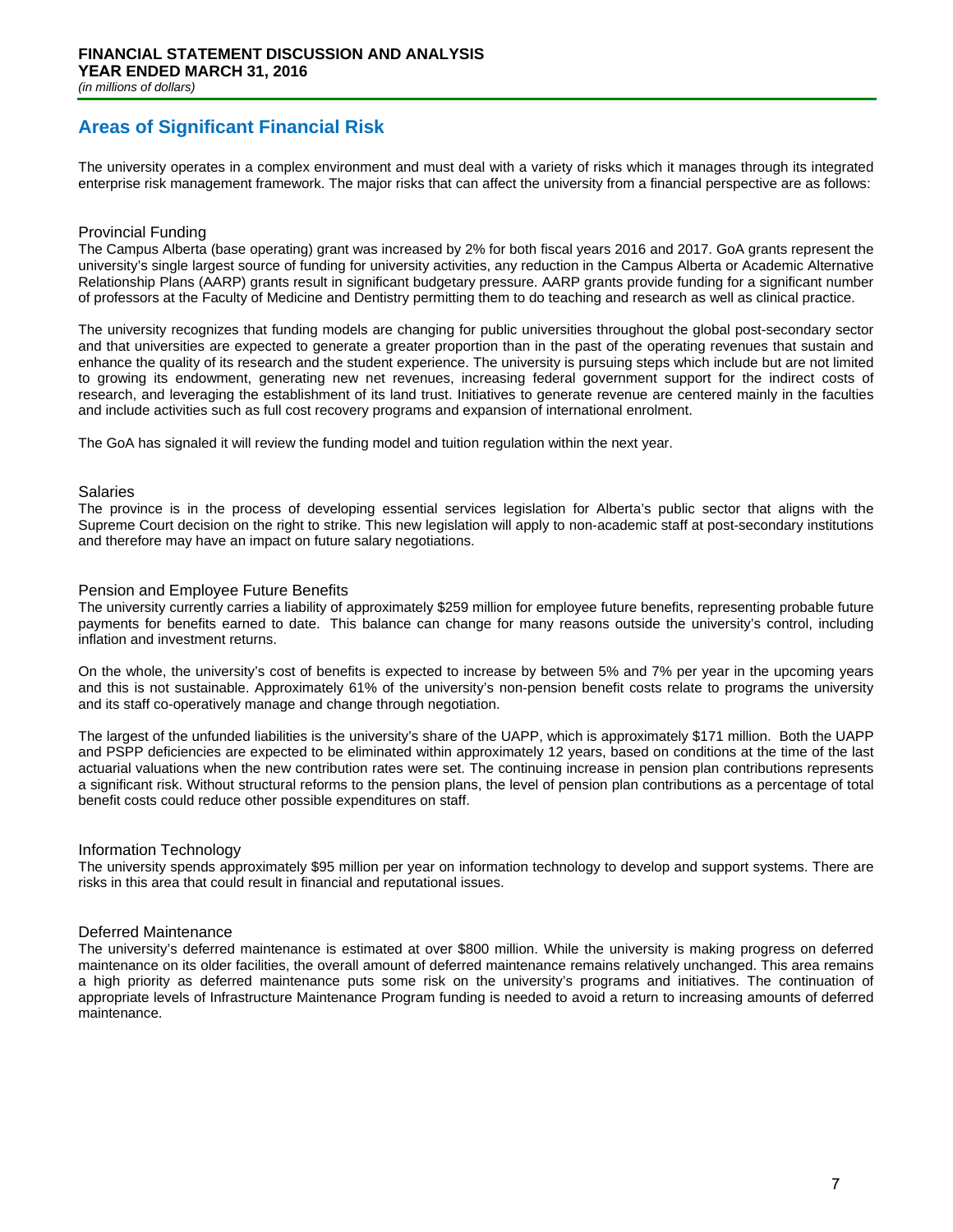## Areas of Significant Financial Risk

The university operates in a complex environment and must deal with a variety of risks which it manages through its integrated enterprise risk management framework. The major risks that can affect the university from a financial perspective are as follows:

### Provincial Funding

The Campus Alberta (base operating) grant was increased by 2% for both fiscal years 2016 and 2017. GoA grants represent the university's single largest source of funding for university activities, any reduction in the Campus Alberta or Academic Alternative Relationship Plans (AARP) grants result in significant budgetary pressure. AARP grants provide funding for a significant number of professors at the Faculty of Medicine and Dentistry permitting them to do teaching and research as well as clinical practice.

The university recognizes that funding models are changing for public universities throughout the global post-secondary sector and that universities are expected to generate a greater proportion than in the past of the operating revenues that sustain and enhance the quality of its research and the student experience. The university is pursuing steps which include but are not limited to growing its endowment, generating new net revenues, increasing federal government support for the indirect costs of research, and leveraging the establishment of its land trust. Initiatives to generate revenue are centered mainly in the faculties and include activities such as full cost recovery programs and expansion of international enrolment.

The GoA has signaled it will review the funding model and tuition regulation within the next year.

### Salaries

The province is in the process of developing essential services legislation for Alberta's public sector that aligns with the Supreme Court decision on the right to strike. This new legislation will apply to non-academic staff at post-secondary institutions and therefore may have an impact on future salary negotiations.

### Pension and Employee Future Benefits

The university currently carries a liability of approximately $259 million for employee future benefits, representing probable future payments for benefits earned to date. This balance can change for many reasons outside the university's control, including inflation and investment returns.

On the whole, the university's cost of benefits is expected to increase by between 5% and 7% per year in the upcoming years and this is not sustainable. Approximately 61% of the university's non-pension benefit costs relate to programs the university and its staff co-operatively manage and change through negotiation.

The largest of the unfunded liabilities is the university's share of the UAPP, which is approximately $171 million. Both the UAPP and PSPP deficiencies are expected to be eliminated within approximately 12 years, based on conditions at the time of the last actuarial valuations when the new contribution rates were set. The continuing increase in pension plan contributions represents a significant risk. Without structural reforms to the pension plans, the level of pension plan contributions as a percentage of total benefit costs could reduce other possible expenditures on staff.

### Information Technology

The university spends approximately $95 million per year on information technology to develop and support systems. There are risks in this area that could result in financial and reputational issues.

### Deferred Maintenance

The university's deferred maintenance is estimated at over $800 million. While the university is making progress on deferred maintenance on its older facilities, the overall amount of deferred maintenance remains relatively unchanged. This area remains a high priority as deferred maintenance puts some risk on the university's programs and initiatives. The continuation of appropriate levels of Infrastructure Maintenance Program funding is needed to avoid a return to increasing amounts of deferred maintenance.